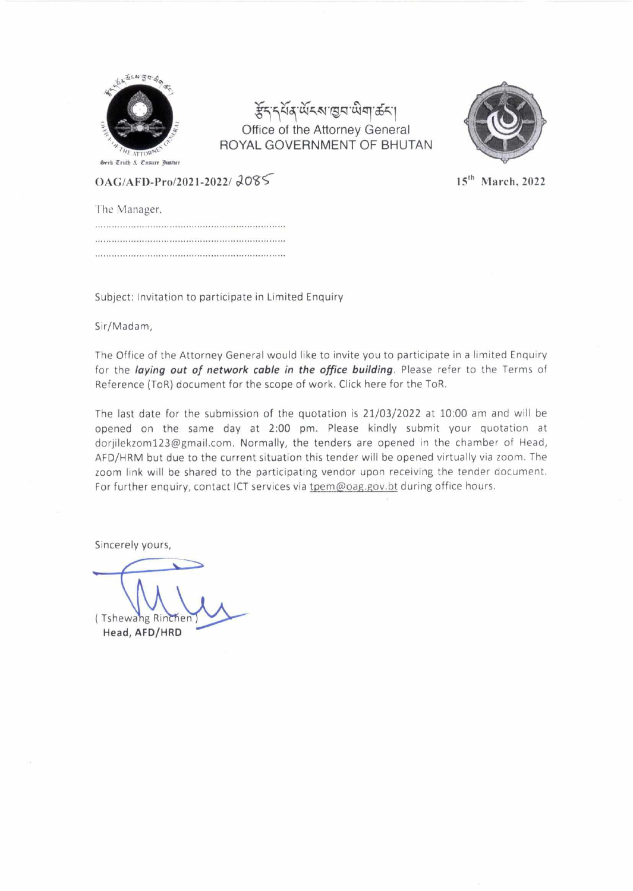སྐྱོང་གྱི་དོན་ལ་དཔལ་ལྡན་འབྲུག་གཞུང་ཁྲིམས་ཀྱི་ཞབས་འདེགས་ཚད་ལྡན།

Office of the Attorney General
ROYAL GOVERNMENT OF BHUTAN

OAG/AFD-Pro/2021-2022/ 2085

15th March, 2022

The Manager,

....................................................................

....................................................................

....................................................................

Subject: Invitation to participate in Limited Enquiry

Sir/Madam,

The Office of the Attorney General would like to invite you to participate in a limited Enquiry for the ***laying out of network cable in the office building***. Please refer to the Terms of Reference (ToR) document for the scope of work. Click here for the ToR.

The last date for the submission of the quotation is 21/03/2022 at 10:00 am and will be opened on the same day at 2:00 pm. Please kindly submit your quotation at dorjilekzom123@gmail.com. Normally, the tenders are opened in the chamber of Head, AFD/HRM but due to the current situation this tender will be opened virtually via zoom. The zoom link will be shared to the participating vendor upon receiving the tender document. For further enquiry, contact ICT services via tpem@oag.gov.bt during office hours.

Sincerely yours,

( Tshewang Rinchen )
**Head, AFD/HRD**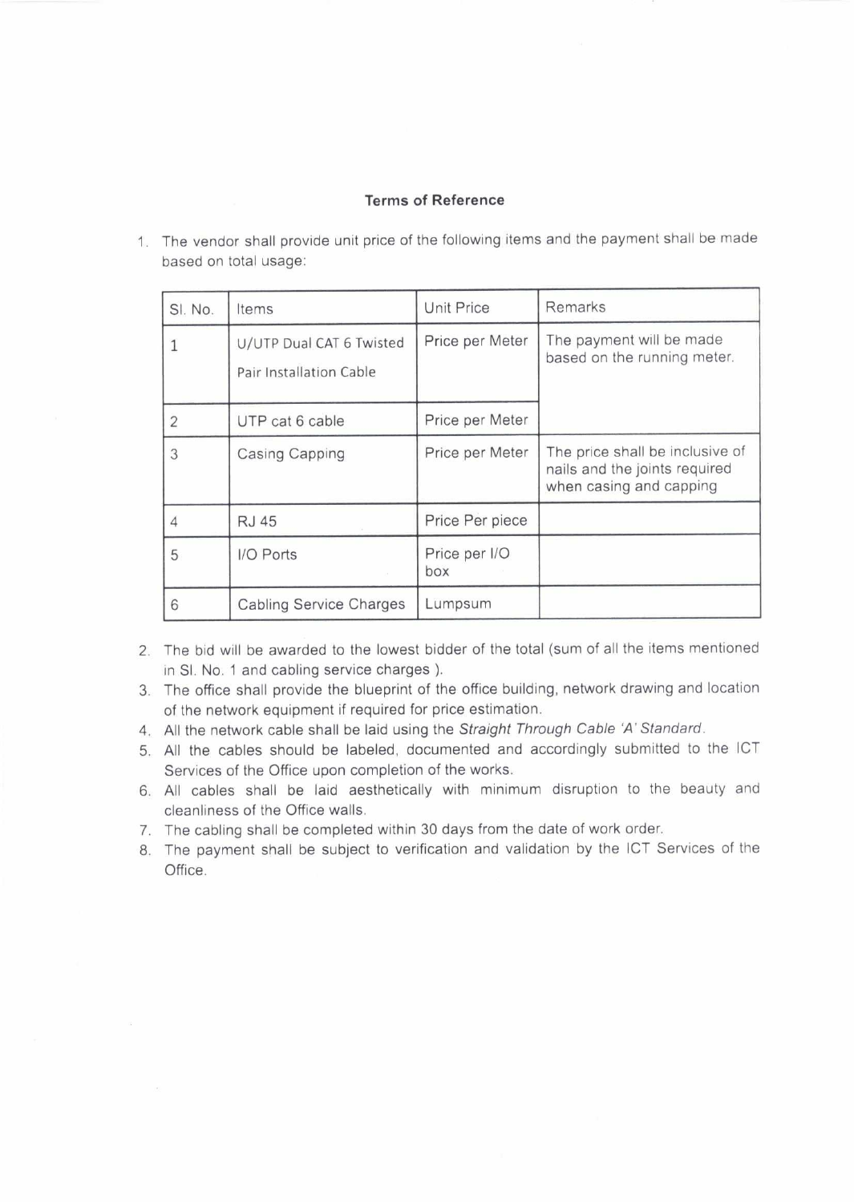**Terms of Reference**

1. The vendor shall provide unit price of the following items and the payment shall be made based on total usage:

| Sl. No. | Items | Unit Price | Remarks |
|---|---|---|---|
| 1 | U/UTP Dual CAT 6 Twisted Pair Installation Cable | Price per Meter | The payment will be made based on the running meter. |
| 2 | UTP cat 6 cable | Price per Meter | |
| 3 | Casing Capping | Price per Meter | The price shall be inclusive of nails and the joints required when casing and capping |
| 4 | RJ 45 | Price Per piece | |
| 5 | I/O Ports | Price per I/O box | |
| 6 | Cabling Service Charges | Lumpsum | |

2. The bid will be awarded to the lowest bidder of the total (sum of all the items mentioned in Sl. No. 1 and cabling service charges ).
3. The office shall provide the blueprint of the office building, network drawing and location of the network equipment if required for price estimation.
4. All the network cable shall be laid using the *Straight Through Cable 'A' Standard*.
5. All the cables should be labeled, documented and accordingly submitted to the ICT Services of the Office upon completion of the works.
6. All cables shall be laid aesthetically with minimum disruption to the beauty and cleanliness of the Office walls.
7. The cabling shall be completed within 30 days from the date of work order.
8. The payment shall be subject to verification and validation by the ICT Services of the Office.